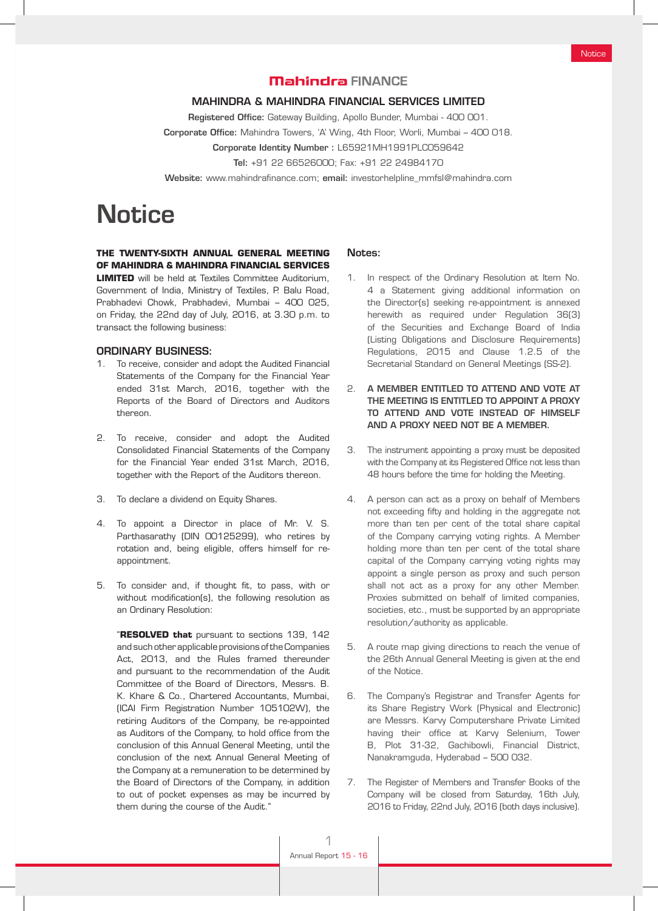**Mahindra FINANCE**

**MAHINDRA & MAHINDRA FINANCIAL SERVICES LIMITED**

**Registered Office:** Gateway Building, Apollo Bunder, Mumbai - 400 001.

**Corporate Office:** Mahindra Towers, 'A' Wing, 4th Floor, Worli, Mumbai – 400 018.

**Corporate Identity Number :** L65921MH1991PLC059642

**Tel:** +91 22 66526000; Fax: +91 22 24984170

**Website:** www.mahindrafinance.com; **email:** investorhelpline_mmfsl@mahindra.com

# Notice

**THE TWENTY-SIXTH ANNUAL GENERAL MEETING OF MAHINDRA & MAHINDRA FINANCIAL SERVICES LIMITED** will be held at Textiles Committee Auditorium, Government of India, Ministry of Textiles, P. Balu Road, Prabhadevi Chowk, Prabhadevi, Mumbai – 400 025, on Friday, the 22nd day of July, 2016, at 3.30 p.m. to transact the following business:

## ORDINARY BUSINESS:

1. To receive, consider and adopt the Audited Financial Statements of the Company for the Financial Year ended 31st March, 2016, together with the Reports of the Board of Directors and Auditors thereon.

2. To receive, consider and adopt the Audited Consolidated Financial Statements of the Company for the Financial Year ended 31st March, 2016, together with the Report of the Auditors thereon.

3. To declare a dividend on Equity Shares.

4. To appoint a Director in place of Mr. V. S. Parthasarathy (DIN 00125299), who retires by rotation and, being eligible, offers himself for re-appointment.

5. To consider and, if thought fit, to pass, with or without modification(s), the following resolution as an Ordinary Resolution:

   "**RESOLVED that** pursuant to sections 139, 142 and such other applicable provisions of the Companies Act, 2013, and the Rules framed thereunder and pursuant to the recommendation of the Audit Committee of the Board of Directors, Messrs. B. K. Khare & Co., Chartered Accountants, Mumbai, (ICAI Firm Registration Number 105102W), the retiring Auditors of the Company, be re-appointed as Auditors of the Company, to hold office from the conclusion of this Annual General Meeting, until the conclusion of the next Annual General Meeting of the Company at a remuneration to be determined by the Board of Directors of the Company, in addition to out of pocket expenses as may be incurred by them during the course of the Audit."

## Notes:

1. In respect of the Ordinary Resolution at Item No. 4 a Statement giving additional information on the Director(s) seeking re-appointment is annexed herewith as required under Regulation 36(3) of the Securities and Exchange Board of India (Listing Obligations and Disclosure Requirements) Regulations, 2015 and Clause 1.2.5 of the Secretarial Standard on General Meetings (SS-2).

2. **A MEMBER ENTITLED TO ATTEND AND VOTE AT THE MEETING IS ENTITLED TO APPOINT A PROXY TO ATTEND AND VOTE INSTEAD OF HIMSELF AND A PROXY NEED NOT BE A MEMBER.**

3. The instrument appointing a proxy must be deposited with the Company at its Registered Office not less than 48 hours before the time for holding the Meeting.

4. A person can act as a proxy on behalf of Members not exceeding fifty and holding in the aggregate not more than ten per cent of the total share capital of the Company carrying voting rights. A Member holding more than ten per cent of the total share capital of the Company carrying voting rights may appoint a single person as proxy and such person shall not act as a proxy for any other Member. Proxies submitted on behalf of limited companies, societies, etc., must be supported by an appropriate resolution/authority as applicable.

5. A route map giving directions to reach the venue of the 26th Annual General Meeting is given at the end of the Notice.

6. The Company's Registrar and Transfer Agents for its Share Registry Work (Physical and Electronic) are Messrs. Karvy Computershare Private Limited having their office at Karvy Selenium, Tower B, Plot 31-32, Gachibowli, Financial District, Nanakramguda, Hyderabad – 500 032.

7. The Register of Members and Transfer Books of the Company will be closed from Saturday, 16th July, 2016 to Friday, 22nd July, 2016 (both days inclusive).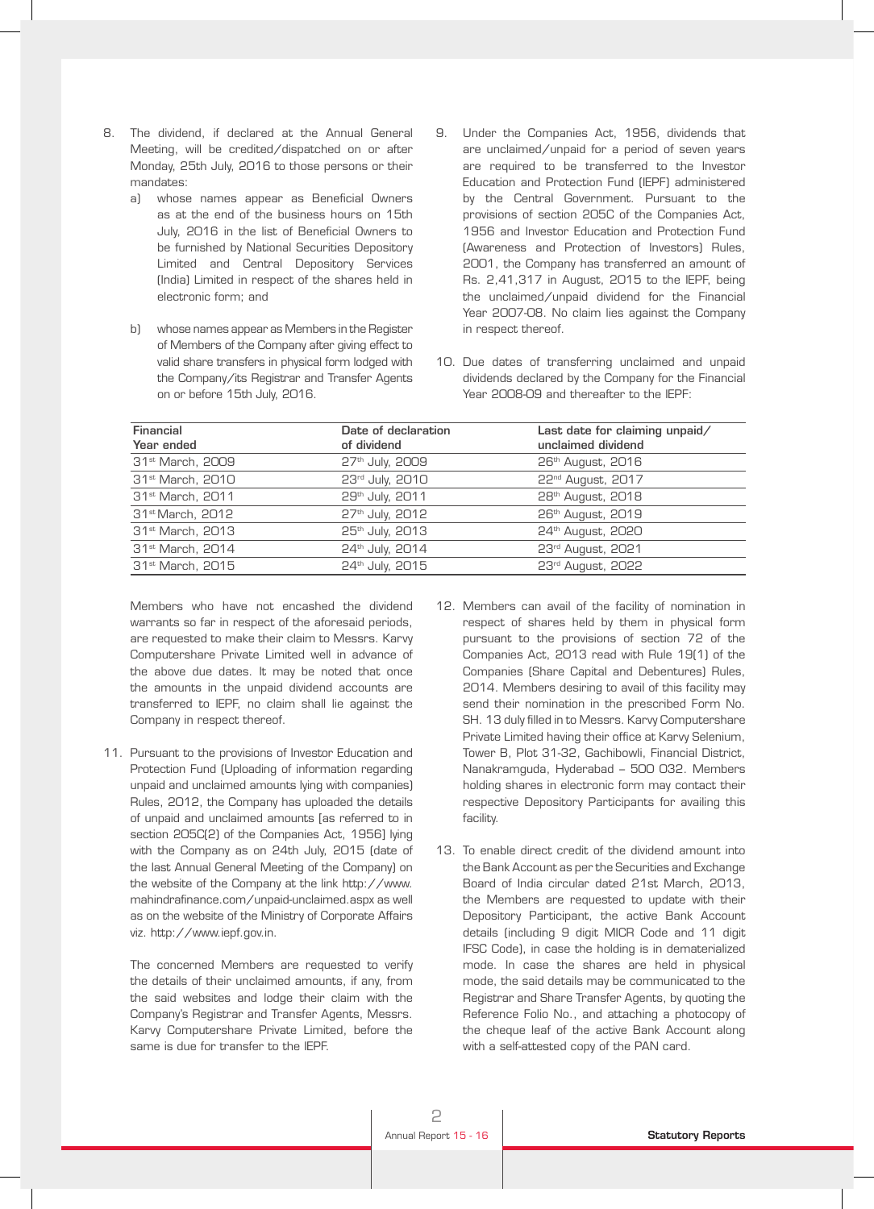8. The dividend, if declared at the Annual General Meeting, will be credited/dispatched on or after Monday, 25th July, 2016 to those persons or their mandates:
   a) whose names appear as Beneficial Owners as at the end of the business hours on 15th July, 2016 in the list of Beneficial Owners to be furnished by National Securities Depository Limited and Central Depository Services (India) Limited in respect of the shares held in electronic form; and
   b) whose names appear as Members in the Register of Members of the Company after giving effect to valid share transfers in physical form lodged with the Company/its Registrar and Transfer Agents on or before 15th July, 2016.

9. Under the Companies Act, 1956, dividends that are unclaimed/unpaid for a period of seven years are required to be transferred to the Investor Education and Protection Fund (IEPF) administered by the Central Government. Pursuant to the provisions of section 205C of the Companies Act, 1956 and Investor Education and Protection Fund (Awareness and Protection of Investors) Rules, 2001, the Company has transferred an amount of Rs. 2,41,317 in August, 2015 to the IEPF, being the unclaimed/unpaid dividend for the Financial Year 2007-08. No claim lies against the Company in respect thereof.

10. Due dates of transferring unclaimed and unpaid dividends declared by the Company for the Financial Year 2008-09 and thereafter to the IEPF:

| Financial Year ended | Date of declaration of dividend | Last date for claiming unpaid/ unclaimed dividend |
|---|---|---|
| 31st March, 2009 | 27th July, 2009 | 26th August, 2016 |
| 31st March, 2010 | 23rd July, 2010 | 22nd August, 2017 |
| 31st March, 2011 | 29th July, 2011 | 28th August, 2018 |
| 31st March, 2012 | 27th July, 2012 | 26th August, 2019 |
| 31st March, 2013 | 25th July, 2013 | 24th August, 2020 |
| 31st March, 2014 | 24th July, 2014 | 23rd August, 2021 |
| 31st March, 2015 | 24th July, 2015 | 23rd August, 2022 |

Members who have not encashed the dividend warrants so far in respect of the aforesaid periods, are requested to make their claim to Messrs. Karvy Computershare Private Limited well in advance of the above due dates. It may be noted that once the amounts in the unpaid dividend accounts are transferred to IEPF, no claim shall lie against the Company in respect thereof.

11. Pursuant to the provisions of Investor Education and Protection Fund (Uploading of information regarding unpaid and unclaimed amounts lying with companies) Rules, 2012, the Company has uploaded the details of unpaid and unclaimed amounts [as referred to in section 205C(2) of the Companies Act, 1956] lying with the Company as on 24th July, 2015 (date of the last Annual General Meeting of the Company) on the website of the Company at the link http://www.mahindrafinance.com/unpaid-unclaimed.aspx as well as on the website of the Ministry of Corporate Affairs viz. http://www.iepf.gov.in.

    The concerned Members are requested to verify the details of their unclaimed amounts, if any, from the said websites and lodge their claim with the Company's Registrar and Transfer Agents, Messrs. Karvy Computershare Private Limited, before the same is due for transfer to the IEPF.

12. Members can avail of the facility of nomination in respect of shares held by them in physical form pursuant to the provisions of section 72 of the Companies Act, 2013 read with Rule 19(1) of the Companies (Share Capital and Debentures) Rules, 2014. Members desiring to avail of this facility may send their nomination in the prescribed Form No. SH. 13 duly filled in to Messrs. Karvy Computershare Private Limited having their office at Karvy Selenium, Tower B, Plot 31-32, Gachibowli, Financial District, Nanakramguda, Hyderabad – 500 032. Members holding shares in electronic form may contact their respective Depository Participants for availing this facility.

13. To enable direct credit of the dividend amount into the Bank Account as per the Securities and Exchange Board of India circular dated 21st March, 2013, the Members are requested to update with their Depository Participant, the active Bank Account details (including 9 digit MICR Code and 11 digit IFSC Code), in case the holding is in dematerialized mode. In case the shares are held in physical mode, the said details may be communicated to the Registrar and Share Transfer Agents, by quoting the Reference Folio No., and attaching a photocopy of the cheque leaf of the active Bank Account along with a self-attested copy of the PAN card.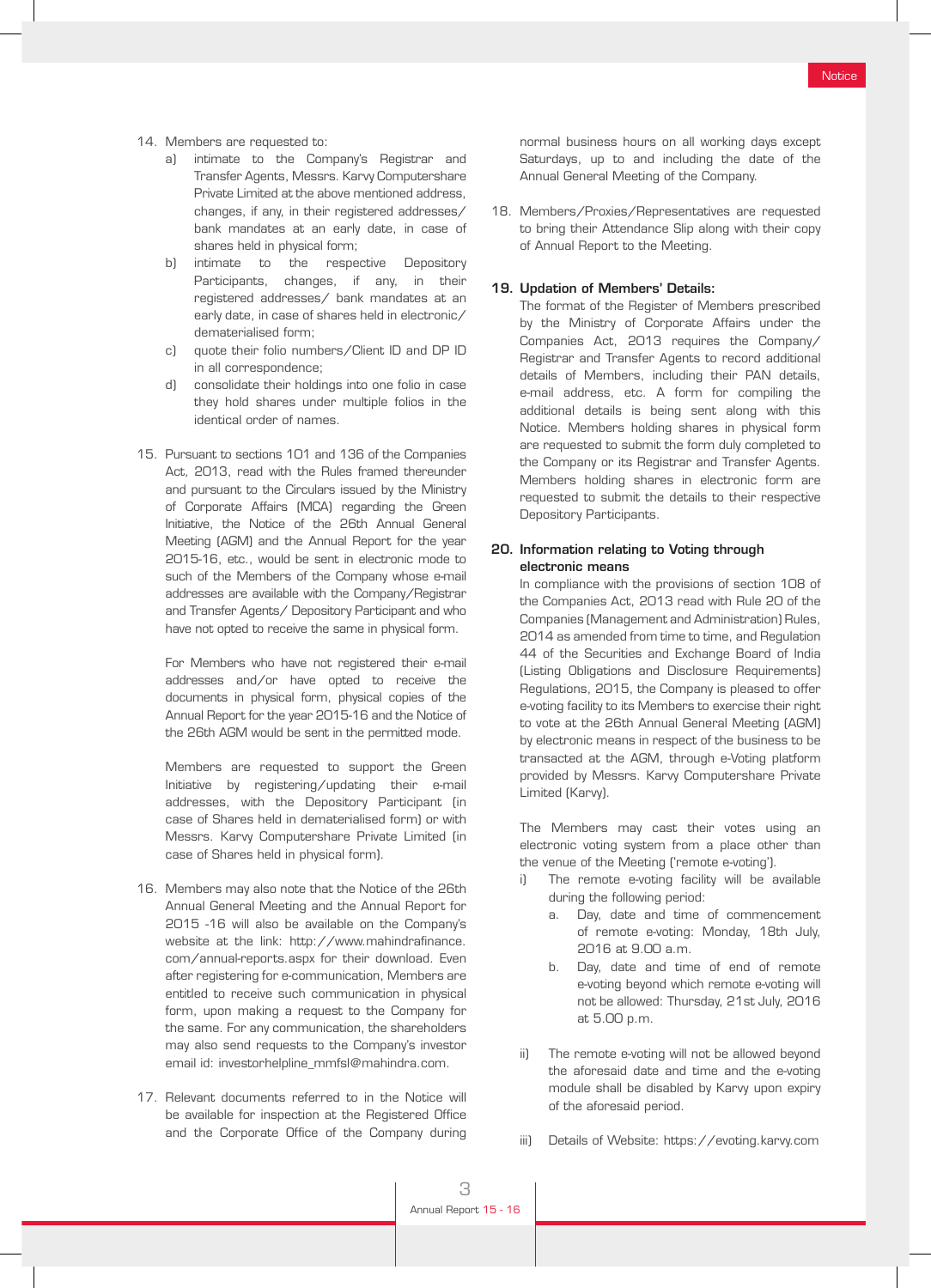14. Members are requested to:
    a) intimate to the Company's Registrar and Transfer Agents, Messrs. Karvy Computershare Private Limited at the above mentioned address, changes, if any, in their registered addresses/ bank mandates at an early date, in case of shares held in physical form;
    b) intimate to the respective Depository Participants, changes, if any, in their registered addresses/ bank mandates at an early date, in case of shares held in electronic/ dematerialised form;
    c) quote their folio numbers/Client ID and DP ID in all correspondence;
    d) consolidate their holdings into one folio in case they hold shares under multiple folios in the identical order of names.

15. Pursuant to sections 101 and 136 of the Companies Act, 2013, read with the Rules framed thereunder and pursuant to the Circulars issued by the Ministry of Corporate Affairs (MCA) regarding the Green Initiative, the Notice of the 26th Annual General Meeting (AGM) and the Annual Report for the year 2015-16, etc., would be sent in electronic mode to such of the Members of the Company whose e-mail addresses are available with the Company/Registrar and Transfer Agents/ Depository Participant and who have not opted to receive the same in physical form.

    For Members who have not registered their e-mail addresses and/or have opted to receive the documents in physical form, physical copies of the Annual Report for the year 2015-16 and the Notice of the 26th AGM would be sent in the permitted mode.

    Members are requested to support the Green Initiative by registering/updating their e-mail addresses, with the Depository Participant (in case of Shares held in dematerialised form) or with Messrs. Karvy Computershare Private Limited (in case of Shares held in physical form).

16. Members may also note that the Notice of the 26th Annual General Meeting and the Annual Report for 2015 -16 will also be available on the Company's website at the link: http://www.mahindrafinance.com/annual-reports.aspx for their download. Even after registering for e-communication, Members are entitled to receive such communication in physical form, upon making a request to the Company for the same. For any communication, the shareholders may also send requests to the Company's investor email id: investorhelpline_mmfsl@mahindra.com.

17. Relevant documents referred to in the Notice will be available for inspection at the Registered Office and the Corporate Office of the Company during normal business hours on all working days except Saturdays, up to and including the date of the Annual General Meeting of the Company.

18. Members/Proxies/Representatives are requested to bring their Attendance Slip along with their copy of Annual Report to the Meeting.

19. **Updation of Members' Details:**

    The format of the Register of Members prescribed by the Ministry of Corporate Affairs under the Companies Act, 2013 requires the Company/ Registrar and Transfer Agents to record additional details of Members, including their PAN details, e-mail address, etc. A form for compiling the additional details is being sent along with this Notice. Members holding shares in physical form are requested to submit the form duly completed to the Company or its Registrar and Transfer Agents. Members holding shares in electronic form are requested to submit the details to their respective Depository Participants.

20. **Information relating to Voting through electronic means**

    In compliance with the provisions of section 108 of the Companies Act, 2013 read with Rule 20 of the Companies (Management and Administration) Rules, 2014 as amended from time to time, and Regulation 44 of the Securities and Exchange Board of India (Listing Obligations and Disclosure Requirements) Regulations, 2015, the Company is pleased to offer e-voting facility to its Members to exercise their right to vote at the 26th Annual General Meeting (AGM) by electronic means in respect of the business to be transacted at the AGM, through e-Voting platform provided by Messrs. Karvy Computershare Private Limited (Karvy).

    The Members may cast their votes using an electronic voting system from a place other than the venue of the Meeting ('remote e-voting').

    i) The remote e-voting facility will be available during the following period:
        a. Day, date and time of commencement of remote e-voting: Monday, 18th July, 2016 at 9.00 a.m.
        b. Day, date and time of end of remote e-voting beyond which remote e-voting will not be allowed: Thursday, 21st July, 2016 at 5.00 p.m.

    ii) The remote e-voting will not be allowed beyond the aforesaid date and time and the e-voting module shall be disabled by Karvy upon expiry of the aforesaid period.

    iii) Details of Website: https://evoting.karvy.com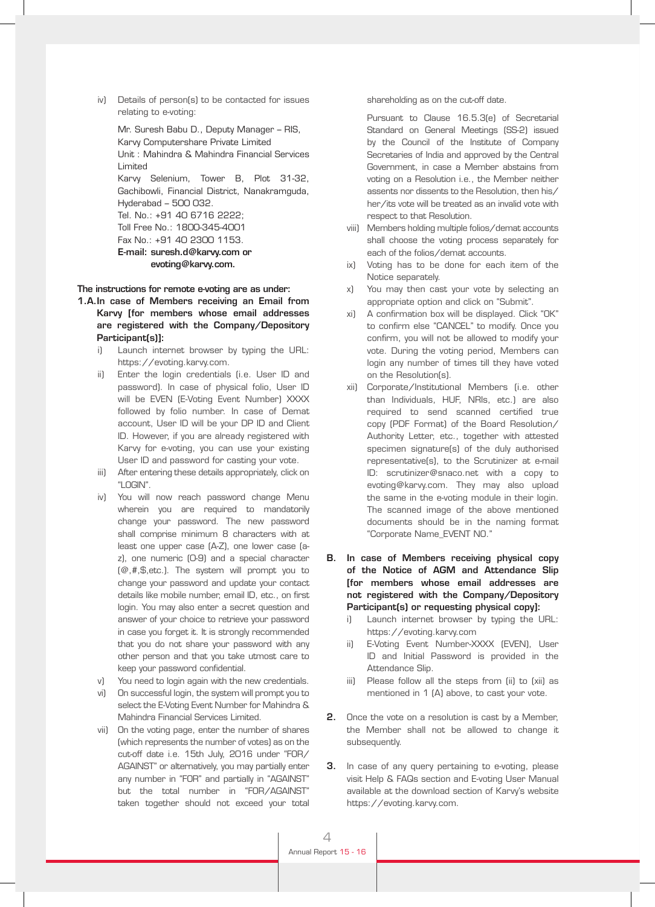iv) Details of person(s) to be contacted for issues relating to e-voting:

Mr. Suresh Babu D., Deputy Manager – RIS,
Karvy Computershare Private Limited
Unit : Mahindra & Mahindra Financial Services Limited
Karvy Selenium, Tower B, Plot 31-32, Gachibowli, Financial District, Nanakramguda, Hyderabad – 500 032.
Tel. No.: +91 40 6716 2222;
Toll Free No.: 1800-345-4001
Fax No.: +91 40 2300 1153.
**E-mail: suresh.d@karvy.com or evoting@karvy.com.**

**The instructions for remote e-voting are as under:**

**1.A. In case of Members receiving an Email from Karvy [for members whose email addresses are registered with the Company/Depository Participant(s)]:**

i) Launch internet browser by typing the URL: https://evoting.karvy.com.

ii) Enter the login credentials (i.e. User ID and password). In case of physical folio, User ID will be EVEN (E-Voting Event Number) XXXX followed by folio number. In case of Demat account, User ID will be your DP ID and Client ID. However, if you are already registered with Karvy for e-voting, you can use your existing User ID and password for casting your vote.

iii) After entering these details appropriately, click on "LOGIN".

iv) You will now reach password change Menu wherein you are required to mandatorily change your password. The new password shall comprise minimum 8 characters with at least one upper case (A-Z), one lower case (a-z), one numeric (0-9) and a special character (@,#,$,etc.). The system will prompt you to change your password and update your contact details like mobile number, email ID, etc., on first login. You may also enter a secret question and answer of your choice to retrieve your password in case you forget it. It is strongly recommended that you do not share your password with any other person and that you take utmost care to keep your password confidential.

v) You need to login again with the new credentials.

vi) On successful login, the system will prompt you to select the E-Voting Event Number for Mahindra & Mahindra Financial Services Limited.

vii) On the voting page, enter the number of shares (which represents the number of votes) as on the cut-off date i.e. 15th July, 2016 under "FOR/AGAINST" or alternatively, you may partially enter any number in "FOR" and partially in "AGAINST" but the total number in "FOR/AGAINST" taken together should not exceed your total shareholding as on the cut-off date.

Pursuant to Clause 16.5.3(e) of Secretarial Standard on General Meetings (SS-2) issued by the Council of the Institute of Company Secretaries of India and approved by the Central Government, in case a Member abstains from voting on a Resolution i.e., the Member neither assents nor dissents to the Resolution, then his/her/its vote will be treated as an invalid vote with respect to that Resolution.

viii) Members holding multiple folios/demat accounts shall choose the voting process separately for each of the folios/demat accounts.

ix) Voting has to be done for each item of the Notice separately.

x) You may then cast your vote by selecting an appropriate option and click on "Submit".

xi) A confirmation box will be displayed. Click "OK" to confirm else "CANCEL" to modify. Once you confirm, you will not be allowed to modify your vote. During the voting period, Members can login any number of times till they have voted on the Resolution(s).

xii) Corporate/Institutional Members (i.e. other than Individuals, HUF, NRIs, etc.) are also required to send scanned certified true copy (PDF Format) of the Board Resolution/Authority Letter, etc., together with attested specimen signature(s) of the duly authorised representative(s), to the Scrutinizer at e-mail ID: scrutinizer@snaco.net with a copy to evoting@karvy.com. They may also upload the same in the e-voting module in their login. The scanned image of the above mentioned documents should be in the naming format "Corporate Name_EVENT NO."

**B. In case of Members receiving physical copy of the Notice of AGM and Attendance Slip [for members whose email addresses are not registered with the Company/Depository Participant(s) or requesting physical copy]:**

i) Launch internet browser by typing the URL: https://evoting.karvy.com

ii) E-Voting Event Number-XXXX (EVEN), User ID and Initial Password is provided in the Attendance Slip.

iii) Please follow all the steps from (ii) to (xii) as mentioned in 1 (A) above, to cast your vote.

**2.** Once the vote on a resolution is cast by a Member, the Member shall not be allowed to change it subsequently.

**3.** In case of any query pertaining to e-voting, please visit Help & FAQs section and E-voting User Manual available at the download section of Karvy's website https://evoting.karvy.com.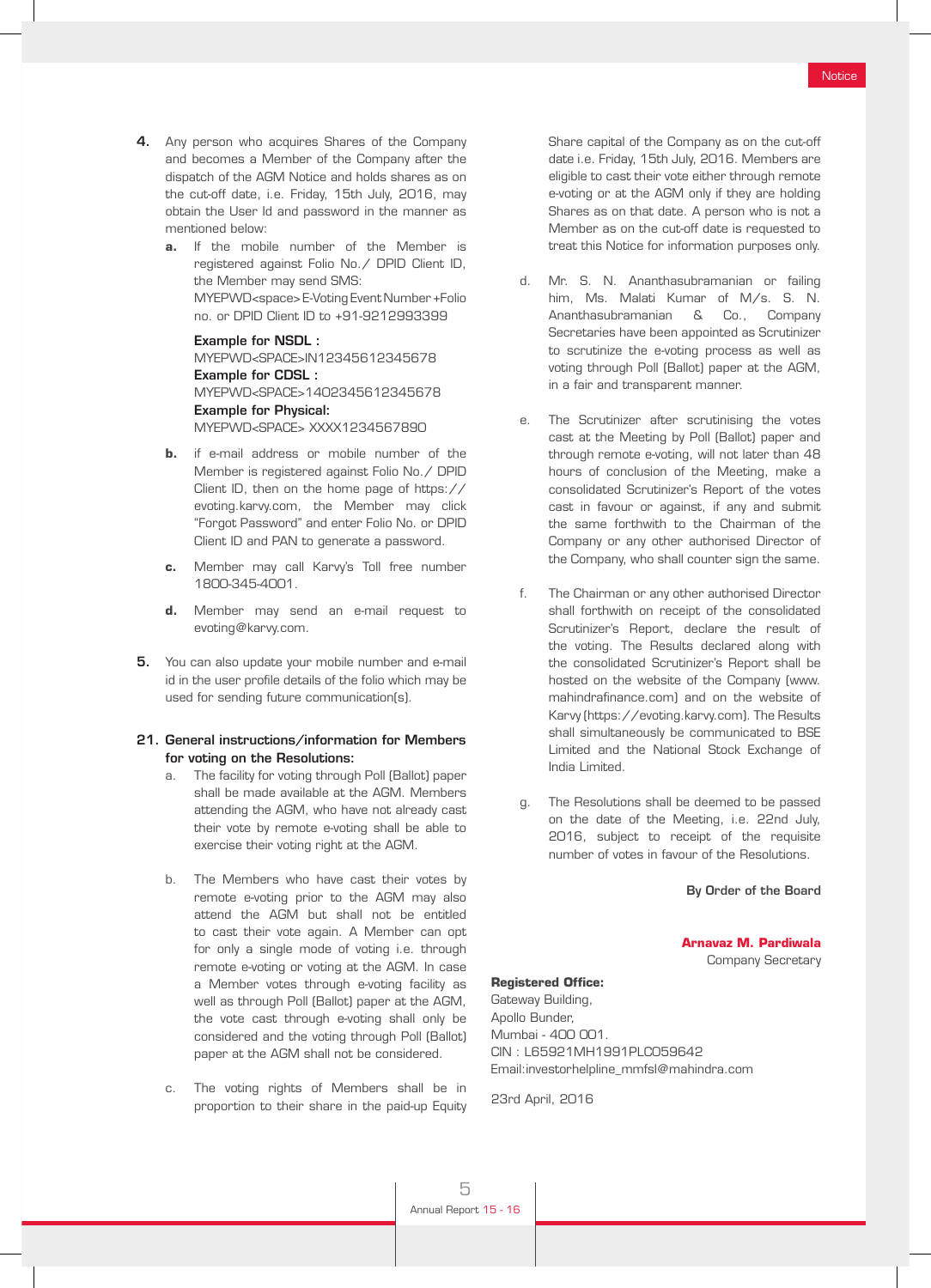4. Any person who acquires Shares of the Company and becomes a Member of the Company after the dispatch of the AGM Notice and holds shares as on the cut-off date, i.e. Friday, 15th July, 2016, may obtain the User Id and password in the manner as mentioned below:

   **a.** If the mobile number of the Member is registered against Folio No./ DPID Client ID, the Member may send SMS: MYEPWD<space>E-Voting Event Number+Folio no. or DPID Client ID to +91-9212993399

   **Example for NSDL :**
   MYEPWD<SPACE>IN12345612345678
   **Example for CDSL :**
   MYEPWD<SPACE>1402345612345678
   **Example for Physical:**
   MYEPWD<SPACE> XXXX1234567890

   **b.** if e-mail address or mobile number of the Member is registered against Folio No./ DPID Client ID, then on the home page of https://evoting.karvy.com, the Member may click "Forgot Password" and enter Folio No. or DPID Client ID and PAN to generate a password.

   **c.** Member may call Karvy's Toll free number 1800-345-4001.

   **d.** Member may send an e-mail request to evoting@karvy.com.

5. You can also update your mobile number and e-mail id in the user profile details of the folio which may be used for sending future communication(s).

**21. General instructions/information for Members for voting on the Resolutions:**

a. The facility for voting through Poll (Ballot) paper shall be made available at the AGM. Members attending the AGM, who have not already cast their vote by remote e-voting shall be able to exercise their voting right at the AGM.

b. The Members who have cast their votes by remote e-voting prior to the AGM may also attend the AGM but shall not be entitled to cast their vote again. A Member can opt for only a single mode of voting i.e. through remote e-voting or voting at the AGM. In case a Member votes through e-voting facility as well as through Poll (Ballot) paper at the AGM, the vote cast through e-voting shall only be considered and the voting through Poll (Ballot) paper at the AGM shall not be considered.

c. The voting rights of Members shall be in proportion to their share in the paid-up Equity Share capital of the Company as on the cut-off date i.e. Friday, 15th July, 2016. Members are eligible to cast their vote either through remote e-voting or at the AGM only if they are holding Shares as on that date. A person who is not a Member as on the cut-off date is requested to treat this Notice for information purposes only.

d. Mr. S. N. Ananthasubramanian or failing him, Ms. Malati Kumar of M/s. S. N. Ananthasubramanian & Co., Company Secretaries have been appointed as Scrutinizer to scrutinize the e-voting process as well as voting through Poll (Ballot) paper at the AGM, in a fair and transparent manner.

e. The Scrutinizer after scrutinising the votes cast at the Meeting by Poll (Ballot) paper and through remote e-voting, will not later than 48 hours of conclusion of the Meeting, make a consolidated Scrutinizer's Report of the votes cast in favour or against, if any and submit the same forthwith to the Chairman of the Company or any other authorised Director of the Company, who shall counter sign the same.

f. The Chairman or any other authorised Director shall forthwith on receipt of the consolidated Scrutinizer's Report, declare the result of the voting. The Results declared along with the consolidated Scrutinizer's Report shall be hosted on the website of the Company (www.mahindrafinance.com) and on the website of Karvy (https://evoting.karvy.com). The Results shall simultaneously be communicated to BSE Limited and the National Stock Exchange of India Limited.

g. The Resolutions shall be deemed to be passed on the date of the Meeting, i.e. 22nd July, 2016, subject to receipt of the requisite number of votes in favour of the Resolutions.

**By Order of the Board**

**Arnavaz M. Pardiwala**
Company Secretary

**Registered Office:**
Gateway Building,
Apollo Bunder,
Mumbai - 400 001.
CIN : L65921MH1991PLC059642
Email:investorhelpline_mmfsl@mahindra.com

23rd April, 2016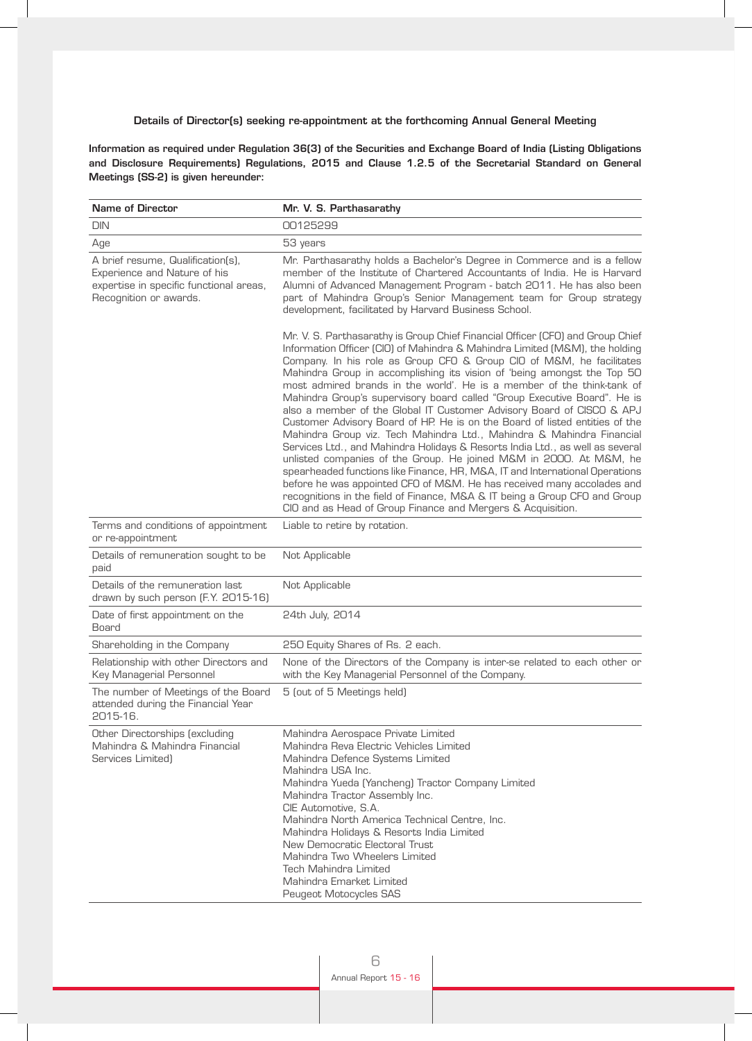**Details of Director(s) seeking re-appointment at the forthcoming Annual General Meeting**

**Information as required under Regulation 36(3) of the Securities and Exchange Board of India (Listing Obligations and Disclosure Requirements) Regulations, 2015 and Clause 1.2.5 of the Secretarial Standard on General Meetings (SS-2) is given hereunder:**

| **Name of Director** | **Mr. V. S. Parthasarathy** |
|---|---|
| DIN | 00125299 |
| Age | 53 years |
| A brief resume, Qualification(s), Experience and Nature of his expertise in specific functional areas, Recognition or awards. | Mr. Parthasarathy holds a Bachelor's Degree in Commerce and is a fellow member of the Institute of Chartered Accountants of India. He is Harvard Alumni of Advanced Management Program - batch 2011. He has also been part of Mahindra Group's Senior Management team for Group strategy development, facilitated by Harvard Business School.<br><br>Mr. V. S. Parthasarathy is Group Chief Financial Officer (CFO) and Group Chief Information Officer (CIO) of Mahindra & Mahindra Limited (M&M), the holding Company. In his role as Group CFO & Group CIO of M&M, he facilitates Mahindra Group in accomplishing its vision of 'being amongst the Top 50 most admired brands in the world'. He is a member of the think-tank of Mahindra Group's supervisory board called "Group Executive Board". He is also a member of the Global IT Customer Advisory Board of CISCO & APJ Customer Advisory Board of HP. He is on the Board of listed entities of the Mahindra Group viz. Tech Mahindra Ltd., Mahindra & Mahindra Financial Services Ltd., and Mahindra Holidays & Resorts India Ltd., as well as several unlisted companies of the Group. He joined M&M in 2000. At M&M, he spearheaded functions like Finance, HR, M&A, IT and International Operations before he was appointed CFO of M&M. He has received many accolades and recognitions in the field of Finance, M&A & IT being a Group CFO and Group CIO and as Head of Group Finance and Mergers & Acquisition. |
| Terms and conditions of appointment or re-appointment | Liable to retire by rotation. |
| Details of remuneration sought to be paid | Not Applicable |
| Details of the remuneration last drawn by such person (F.Y. 2015-16) | Not Applicable |
| Date of first appointment on the Board | 24th July, 2014 |
| Shareholding in the Company | 250 Equity Shares of Rs. 2 each. |
| Relationship with other Directors and Key Managerial Personnel | None of the Directors of the Company is inter-se related to each other or with the Key Managerial Personnel of the Company. |
| The number of Meetings of the Board attended during the Financial Year 2015-16. | 5 (out of 5 Meetings held) |
| Other Directorships (excluding Mahindra & Mahindra Financial Services Limited) | Mahindra Aerospace Private Limited<br>Mahindra Reva Electric Vehicles Limited<br>Mahindra Defence Systems Limited<br>Mahindra USA Inc.<br>Mahindra Yueda (Yancheng) Tractor Company Limited<br>Mahindra Tractor Assembly Inc.<br>CIE Automotive, S.A.<br>Mahindra North America Technical Centre, Inc.<br>Mahindra Holidays & Resorts India Limited<br>New Democratic Electoral Trust<br>Mahindra Two Wheelers Limited<br>Tech Mahindra Limited<br>Mahindra Emarket Limited<br>Peugeot Motocycles SAS |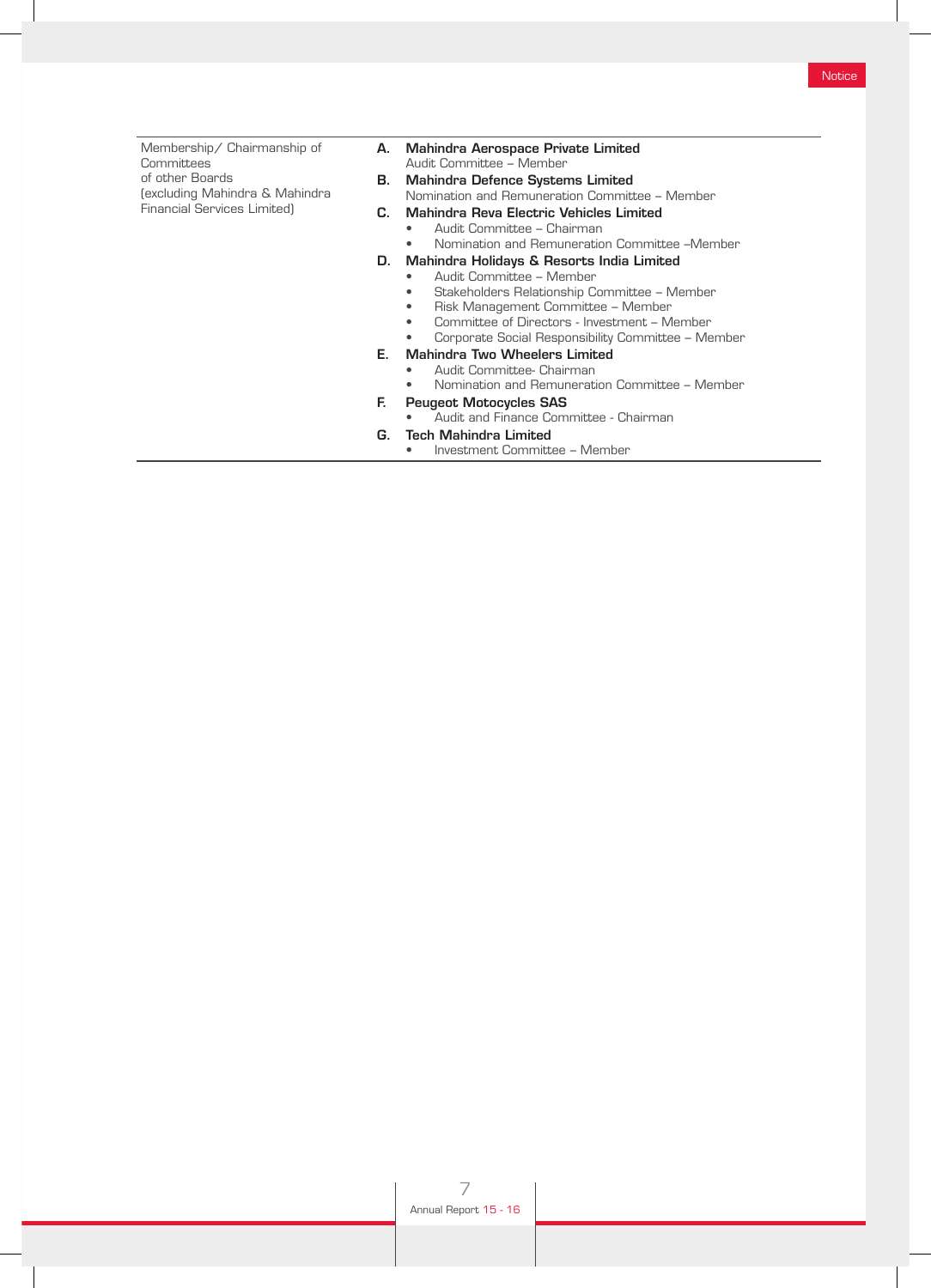| | |
|---|---|
| Membership/ Chairmanship of Committees of other Boards (excluding Mahindra & Mahindra Financial Services Limited) | **A. Mahindra Aerospace Private Limited**<br>Audit Committee – Member<br>**B. Mahindra Defence Systems Limited**<br>Nomination and Remuneration Committee – Member<br>**C. Mahindra Reva Electric Vehicles Limited**<br>• Audit Committee – Chairman<br>• Nomination and Remuneration Committee –Member<br>**D. Mahindra Holidays & Resorts India Limited**<br>• Audit Committee – Member<br>• Stakeholders Relationship Committee – Member<br>• Risk Management Committee – Member<br>• Committee of Directors - Investment – Member<br>• Corporate Social Responsibility Committee – Member<br>**E. Mahindra Two Wheelers Limited**<br>• Audit Committee- Chairman<br>• Nomination and Remuneration Committee – Member<br>**F. Peugeot Motocycles SAS**<br>• Audit and Finance Committee - Chairman<br>**G. Tech Mahindra Limited**<br>• Investment Committee – Member |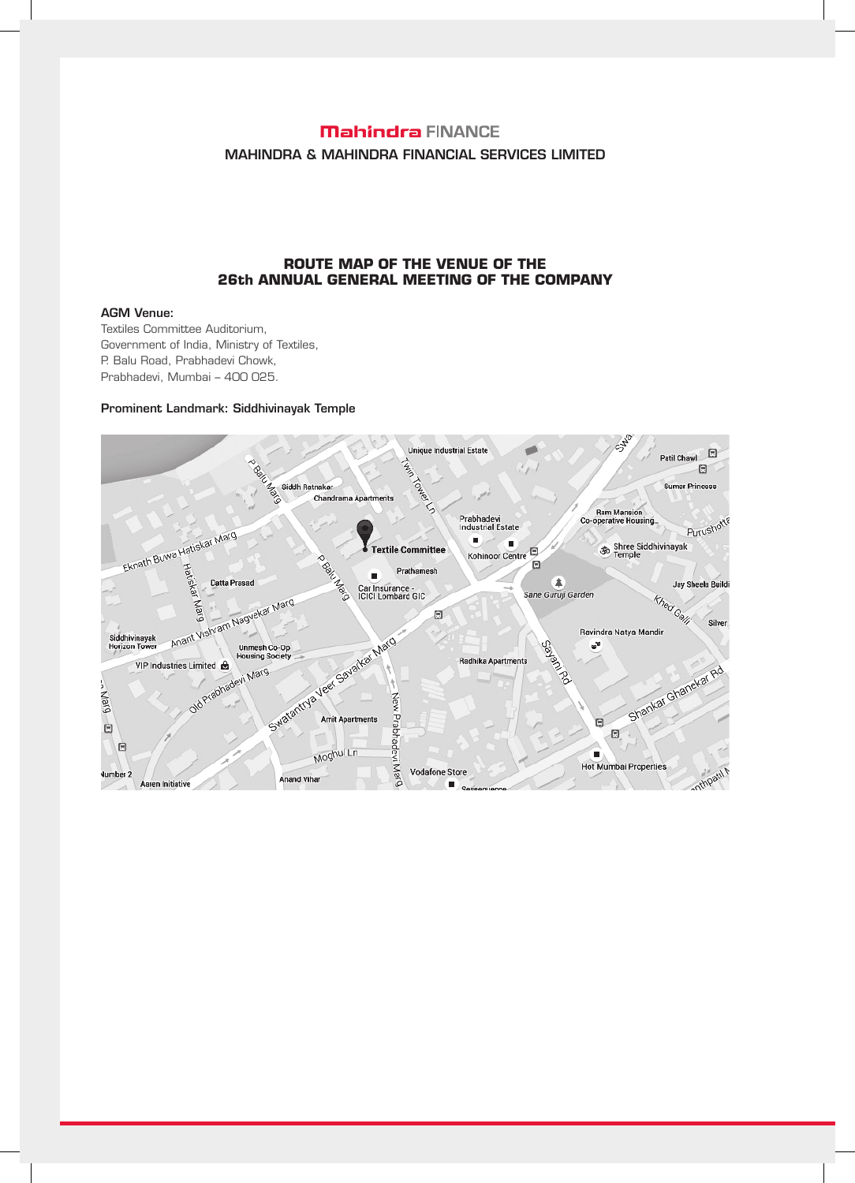Mahindra FINANCE

MAHINDRA & MAHINDRA FINANCIAL SERVICES LIMITED

## ROUTE MAP OF THE VENUE OF THE 26th ANNUAL GENERAL MEETING OF THE COMPANY

**AGM Venue:**

Textiles Committee Auditorium,
Government of India, Ministry of Textiles,
P. Balu Road, Prabhadevi Chowk,
Prabhadevi, Mumbai – 400 025.

**Prominent Landmark: Siddhivinayak Temple**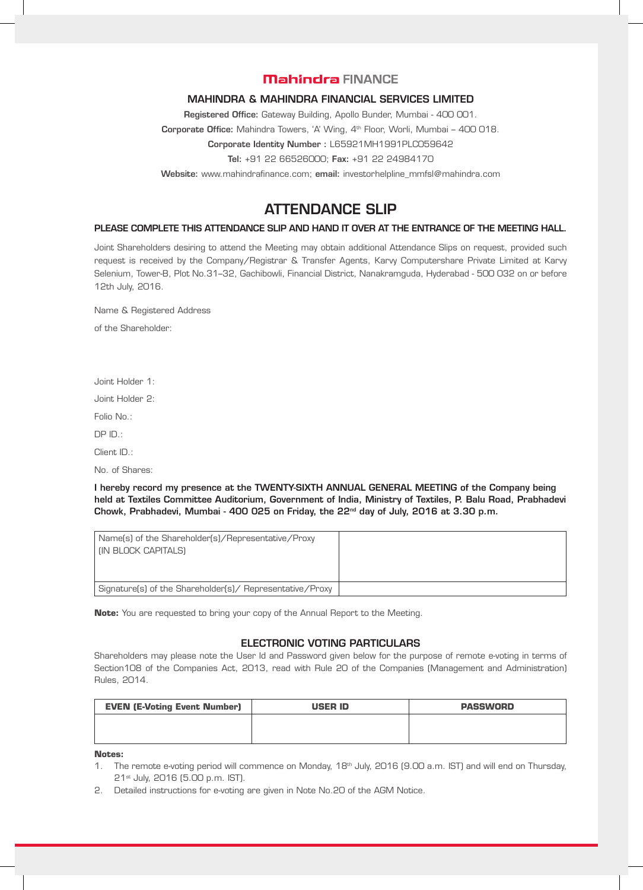**Mahindra FINANCE**

**MAHINDRA & MAHINDRA FINANCIAL SERVICES LIMITED**

**Registered Office:** Gateway Building, Apollo Bunder, Mumbai - 400 001.

**Corporate Office:** Mahindra Towers, 'A' Wing, 4th Floor, Worli, Mumbai – 400 018.

**Corporate Identity Number :** L65921MH1991PLC059642

**Tel:** +91 22 66526000; **Fax:** +91 22 24984170

**Website:** www.mahindrafinance.com; **email:** investorhelpline_mmfsl@mahindra.com

# ATTENDANCE SLIP

**PLEASE COMPLETE THIS ATTENDANCE SLIP AND HAND IT OVER AT THE ENTRANCE OF THE MEETING HALL.**

Joint Shareholders desiring to attend the Meeting may obtain additional Attendance Slips on request, provided such request is received by the Company/Registrar & Transfer Agents, Karvy Computershare Private Limited at Karvy Selenium, Tower-B, Plot No.31–32, Gachibowli, Financial District, Nanakramguda, Hyderabad - 500 032 on or before 12th July, 2016.

Name & Registered Address
of the Shareholder:

Joint Holder 1:

Joint Holder 2:

Folio No.:

DP ID.:

Client ID.:

No. of Shares:

**I hereby record my presence at the TWENTY-SIXTH ANNUAL GENERAL MEETING of the Company being held at Textiles Committee Auditorium, Government of India, Ministry of Textiles, P. Balu Road, Prabhadevi Chowk, Prabhadevi, Mumbai - 400 025 on Friday, the 22nd day of July, 2016 at 3.30 p.m.**

| Name(s) of the Shareholder(s)/Representative/Proxy (IN BLOCK CAPITALS) | |
|---|---|
| Signature(s) of the Shareholder(s)/ Representative/Proxy | |

**Note:** You are requested to bring your copy of the Annual Report to the Meeting.

## ELECTRONIC VOTING PARTICULARS

Shareholders may please note the User Id and Password given below for the purpose of remote e-voting in terms of Section108 of the Companies Act, 2013, read with Rule 20 of the Companies (Management and Administration) Rules, 2014.

| EVEN (E-Voting Event Number) | USER ID | PASSWORD |
|---|---|---|
| | | |

**Notes:**

1. The remote e-voting period will commence on Monday, 18th July, 2016 (9.00 a.m. IST) and will end on Thursday, 21st July, 2016 (5.00 p.m. IST).
2. Detailed instructions for e-voting are given in Note No.20 of the AGM Notice.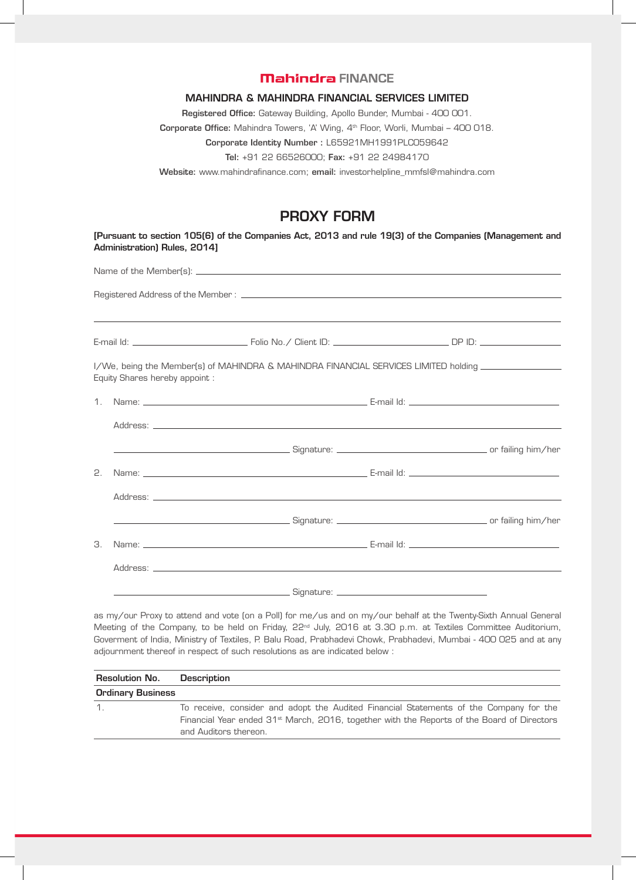**Mahindra FINANCE**

**MAHINDRA & MAHINDRA FINANCIAL SERVICES LIMITED**

**Registered Office:** Gateway Building, Apollo Bunder, Mumbai - 400 001.

**Corporate Office:** Mahindra Towers, 'A' Wing, 4th Floor, Worli, Mumbai – 400 018.

**Corporate Identity Number :** L65921MH1991PLC059642

**Tel:** +91 22 66526000; **Fax:** +91 22 24984170

**Website:** www.mahindrafinance.com; **email:** investorhelpline_mmfsl@mahindra.com

# PROXY FORM

**[Pursuant to section 105(6) of the Companies Act, 2013 and rule 19(3) of the Companies (Management and Administration) Rules, 2014]**

Name of the Member(s): ______________________________

Registered Address of the Member : ______________________________

______________________________

E-mail Id: ______________ Folio No./ Client ID: ______________ DP ID: ______________

I/We, being the Member(s) of MAHINDRA & MAHINDRA FINANCIAL SERVICES LIMITED holding ______________ Equity Shares hereby appoint :

1. Name: ______________________ E-mail Id: ______________________

   Address: ______________________________

   ______________________ Signature: ______________________ or failing him/her

2. Name: ______________________ E-mail Id: ______________________

   Address: ______________________________

   ______________________ Signature: ______________________ or failing him/her

3. Name: ______________________ E-mail Id: ______________________

   Address: ______________________________

   ______________________ Signature: ______________________

as my/our Proxy to attend and vote (on a Poll) for me/us and on my/our behalf at the Twenty-Sixth Annual General Meeting of the Company, to be held on Friday, 22nd July, 2016 at 3.30 p.m. at Textiles Committee Auditorium, Goverment of India, Ministry of Textiles, P. Balu Road, Prabhadevi Chowk, Prabhadevi, Mumbai - 400 025 and at any adjournment thereof in respect of such resolutions as are indicated below :

| Resolution No. | Description |
|---|---|
| **Ordinary Business** | |
| 1. | To receive, consider and adopt the Audited Financial Statements of the Company for the Financial Year ended 31st March, 2016, together with the Reports of the Board of Directors and Auditors thereon. |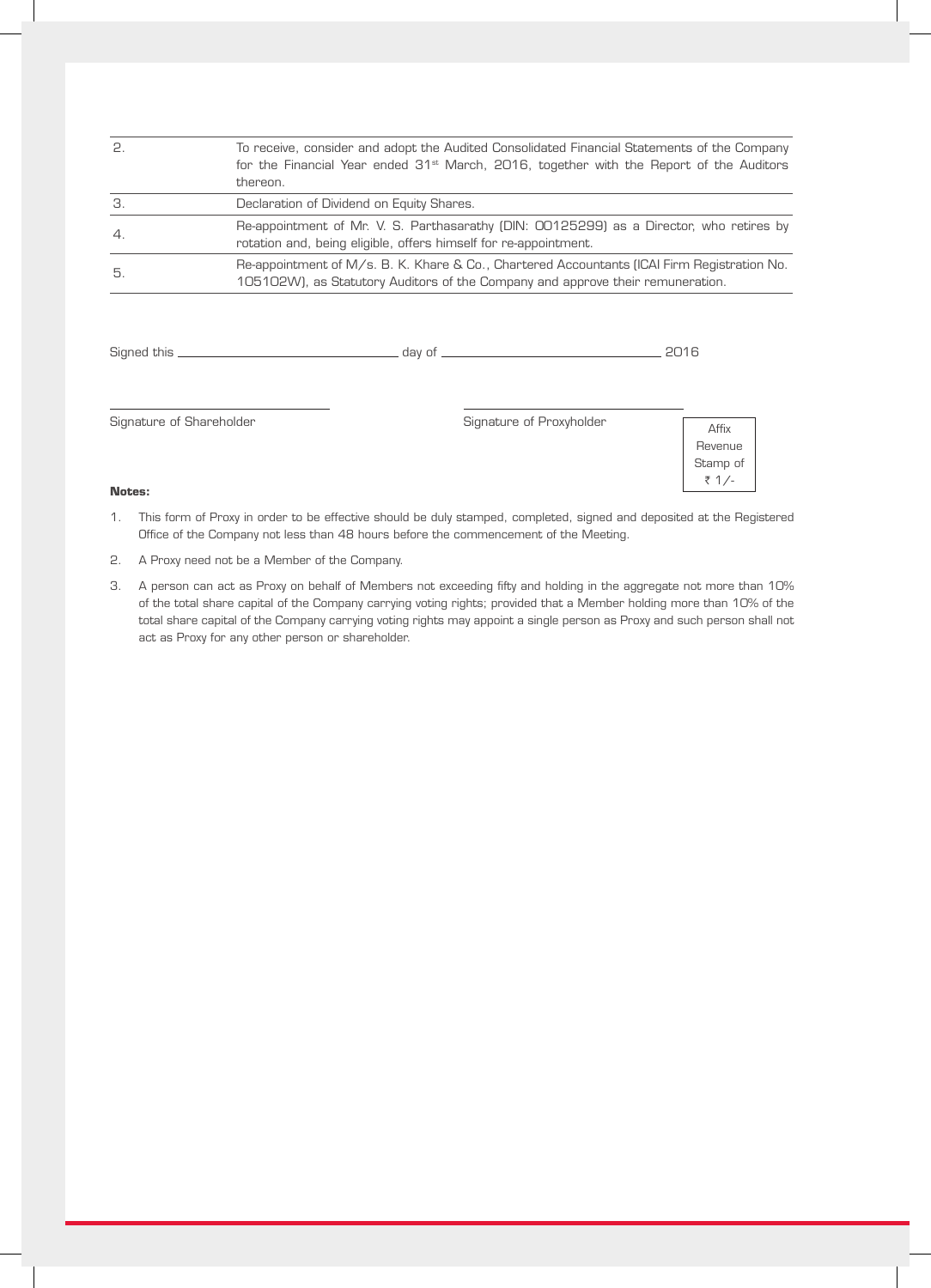| | |
|---|---|
| 2. | To receive, consider and adopt the Audited Consolidated Financial Statements of the Company for the Financial Year ended 31st March, 2016, together with the Report of the Auditors thereon. |
| 3. | Declaration of Dividend on Equity Shares. |
| 4. | Re-appointment of Mr. V. S. Parthasarathy (DIN: 00125299) as a Director, who retires by rotation and, being eligible, offers himself for re-appointment. |
| 5. | Re-appointment of M/s. B. K. Khare & Co., Chartered Accountants (ICAI Firm Registration No. 105102W), as Statutory Auditors of the Company and approve their remuneration. |

Signed this ______________________ day of ______________________ 2016

______________________ ______________________

Signature of Shareholder Signature of Proxyholder

Affix Revenue Stamp of ₹ 1/-

**Notes:**

1. This form of Proxy in order to be effective should be duly stamped, completed, signed and deposited at the Registered Office of the Company not less than 48 hours before the commencement of the Meeting.
2. A Proxy need not be a Member of the Company.
3. A person can act as Proxy on behalf of Members not exceeding fifty and holding in the aggregate not more than 10% of the total share capital of the Company carrying voting rights; provided that a Member holding more than 10% of the total share capital of the Company carrying voting rights may appoint a single person as Proxy and such person shall not act as Proxy for any other person or shareholder.